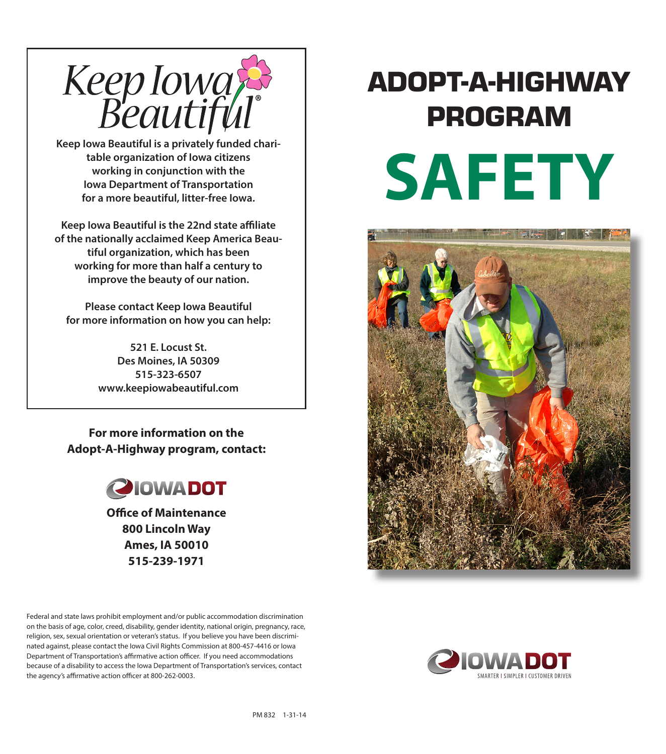# ADOPT-A-HIGHWAY PROGRAM

# SAFETY

Keep Iowa Beautiful

**Keep Iowa Beautiful is a privately funded charitable organization of Iowa citizens working in conjunction with the Iowa Department of Transportation for a more beautiful, litter-free Iowa.**

**Keep Iowa Beautiful is the 22nd state affiliate of the nationally acclaimed Keep America Beautiful organization, which has been working for more than half a century to improve the beauty of our nation.**

**Please contact Keep Iowa Beautiful for more information on how you can help:**

**521 E. Locust St.**
**Des Moines, IA 50309**
**515-323-6507**
**www.keepiowabeautiful.com**

**For more information on the Adopt-A-Highway program, contact:**

IOWA DOT

**Office of Maintenance**
**800 Lincoln Way**
**Ames, IA 50010**
**515-239-1971**

Federal and state laws prohibit employment and/or public accommodation discrimination on the basis of age, color, creed, disability, gender identity, national origin, pregnancy, race, religion, sex, sexual orientation or veteran's status. If you believe you have been discriminated against, please contact the Iowa Civil Rights Commission at 800-457-4416 or Iowa Department of Transportation's affirmative action officer. If you need accommodations because of a disability to access the Iowa Department of Transportation's services, contact the agency's affirmative action officer at 800-262-0003.

IOWA DOT
SMARTER | SIMPLER | CUSTOMER DRIVEN

PM 832 1-31-14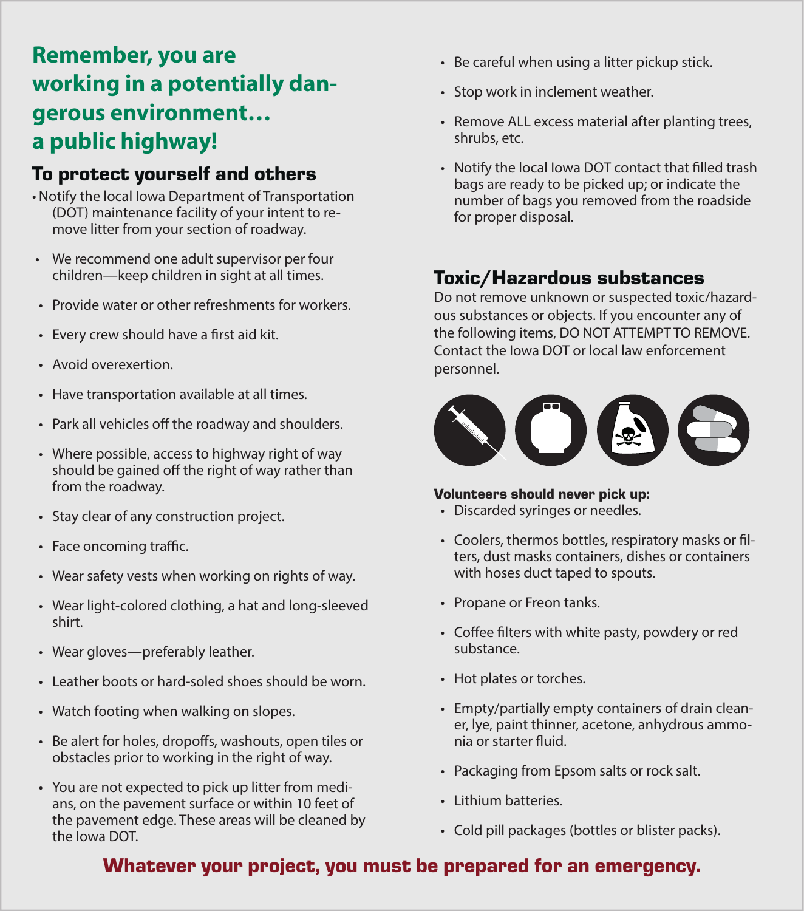## Remember, you are working in a potentially dangerous environment… a public highway!

### To protect yourself and others

- Notify the local Iowa Department of Transportation (DOT) maintenance facility of your intent to remove litter from your section of roadway.
- We recommend one adult supervisor per four children—keep children in sight at all times.
- Provide water or other refreshments for workers.
- Every crew should have a first aid kit.
- Avoid overexertion.
- Have transportation available at all times.
- Park all vehicles off the roadway and shoulders.
- Where possible, access to highway right of way should be gained off the right of way rather than from the roadway.
- Stay clear of any construction project.
- Face oncoming traffic.
- Wear safety vests when working on rights of way.
- Wear light-colored clothing, a hat and long-sleeved shirt.
- Wear gloves—preferably leather.
- Leather boots or hard-soled shoes should be worn.
- Watch footing when walking on slopes.
- Be alert for holes, dropoffs, washouts, open tiles or obstacles prior to working in the right of way.
- You are not expected to pick up litter from medians, on the pavement surface or within 10 feet of the pavement edge. These areas will be cleaned by the Iowa DOT.
- Be careful when using a litter pickup stick.
- Stop work in inclement weather.
- Remove ALL excess material after planting trees, shrubs, etc.
- Notify the local Iowa DOT contact that filled trash bags are ready to be picked up; or indicate the number of bags you removed from the roadside for proper disposal.

### Toxic/Hazardous substances

Do not remove unknown or suspected toxic/hazardous substances or objects. If you encounter any of the following items, DO NOT ATTEMPT TO REMOVE. Contact the Iowa DOT or local law enforcement personnel.

**Volunteers should never pick up:**

- Discarded syringes or needles.
- Coolers, thermos bottles, respiratory masks or filters, dust masks containers, dishes or containers with hoses duct taped to spouts.
- Propane or Freon tanks.
- Coffee filters with white pasty, powdery or red substance.
- Hot plates or torches.
- Empty/partially empty containers of drain cleaner, lye, paint thinner, acetone, anhydrous ammonia or starter fluid.
- Packaging from Epsom salts or rock salt.
- Lithium batteries.
- Cold pill packages (bottles or blister packs).

**Whatever your project, you must be prepared for an emergency.**